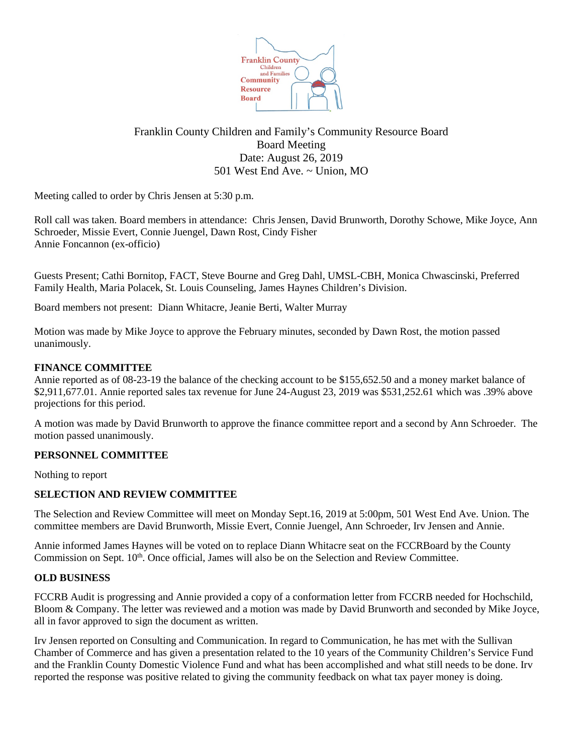Franklin County Children and Family's Community Resource Board
Board Meeting
Date: August 26, 2019
501 West End Ave. ~ Union, MO

Meeting called to order by Chris Jensen at 5:30 p.m.

Roll call was taken. Board members in attendance: Chris Jensen, David Brunworth, Dorothy Schowe, Mike Joyce, Ann Schroeder, Missie Evert, Connie Juengel, Dawn Rost, Cindy Fisher
Annie Foncannon (ex-officio)

Guests Present; Cathi Bornitop, FACT, Steve Bourne and Greg Dahl, UMSL-CBH, Monica Chwascinski, Preferred Family Health, Maria Polacek, St. Louis Counseling, James Haynes Children's Division.

Board members not present: Diann Whitacre, Jeanie Berti, Walter Murray

Motion was made by Mike Joyce to approve the February minutes, seconded by Dawn Rost, the motion passed unanimously.

**FINANCE COMMITTEE**

Annie reported as of 08-23-19 the balance of the checking account to be $155,652.50 and a money market balance of $2,911,677.01. Annie reported sales tax revenue for June 24-August 23, 2019 was $531,252.61 which was .39% above projections for this period.

A motion was made by David Brunworth to approve the finance committee report and a second by Ann Schroeder. The motion passed unanimously.

**PERSONNEL COMMITTEE**

Nothing to report

**SELECTION AND REVIEW COMMITTEE**

The Selection and Review Committee will meet on Monday Sept.16, 2019 at 5:00pm, 501 West End Ave. Union. The committee members are David Brunworth, Missie Evert, Connie Juengel, Ann Schroeder, Irv Jensen and Annie.

Annie informed James Haynes will be voted on to replace Diann Whitacre seat on the FCCRBoard by the County Commission on Sept. 10th. Once official, James will also be on the Selection and Review Committee.

**OLD BUSINESS**

FCCRB Audit is progressing and Annie provided a copy of a conformation letter from FCCRB needed for Hochschild, Bloom & Company. The letter was reviewed and a motion was made by David Brunworth and seconded by Mike Joyce, all in favor approved to sign the document as written.

Irv Jensen reported on Consulting and Communication. In regard to Communication, he has met with the Sullivan Chamber of Commerce and has given a presentation related to the 10 years of the Community Children's Service Fund and the Franklin County Domestic Violence Fund and what has been accomplished and what still needs to be done. Irv reported the response was positive related to giving the community feedback on what tax payer money is doing.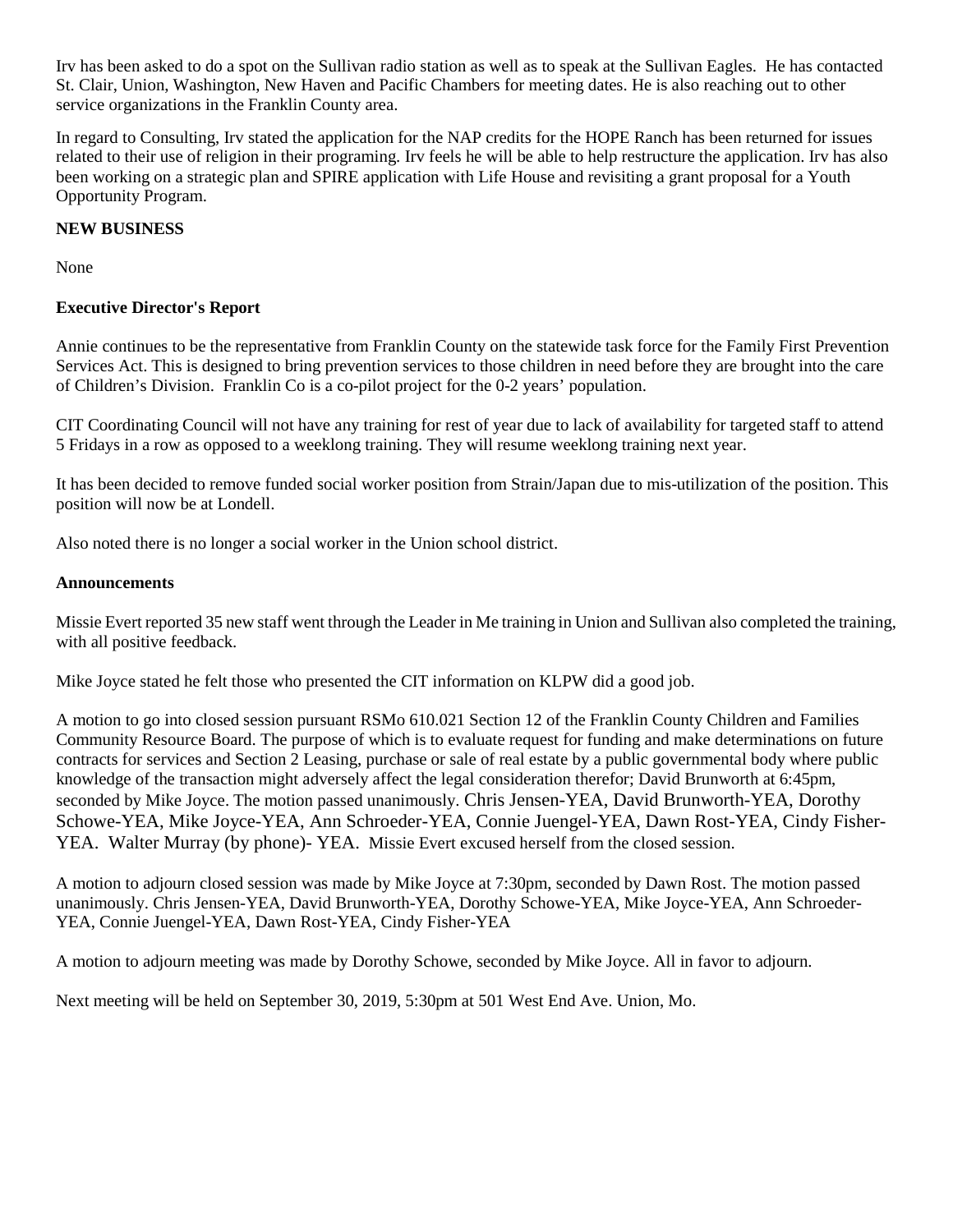Irv has been asked to do a spot on the Sullivan radio station as well as to speak at the Sullivan Eagles. He has contacted St. Clair, Union, Washington, New Haven and Pacific Chambers for meeting dates. He is also reaching out to other service organizations in the Franklin County area.

In regard to Consulting, Irv stated the application for the NAP credits for the HOPE Ranch has been returned for issues related to their use of religion in their programing. Irv feels he will be able to help restructure the application. Irv has also been working on a strategic plan and SPIRE application with Life House and revisiting a grant proposal for a Youth Opportunity Program.

**NEW BUSINESS**

None

**Executive Director's Report**

Annie continues to be the representative from Franklin County on the statewide task force for the Family First Prevention Services Act. This is designed to bring prevention services to those children in need before they are brought into the care of Children's Division. Franklin Co is a co-pilot project for the 0-2 years' population.

CIT Coordinating Council will not have any training for rest of year due to lack of availability for targeted staff to attend 5 Fridays in a row as opposed to a weeklong training. They will resume weeklong training next year.

It has been decided to remove funded social worker position from Strain/Japan due to mis-utilization of the position. This position will now be at Londell.

Also noted there is no longer a social worker in the Union school district.

**Announcements**

Missie Evert reported 35 new staff went through the Leader in Me training in Union and Sullivan also completed the training, with all positive feedback.

Mike Joyce stated he felt those who presented the CIT information on KLPW did a good job.

A motion to go into closed session pursuant RSMo 610.021 Section 12 of the Franklin County Children and Families Community Resource Board. The purpose of which is to evaluate request for funding and make determinations on future contracts for services and Section 2 Leasing, purchase or sale of real estate by a public governmental body where public knowledge of the transaction might adversely affect the legal consideration therefor; David Brunworth at 6:45pm, seconded by Mike Joyce. The motion passed unanimously. Chris Jensen-YEA, David Brunworth-YEA, Dorothy Schowe-YEA, Mike Joyce-YEA, Ann Schroeder-YEA, Connie Juengel-YEA, Dawn Rost-YEA, Cindy Fisher-YEA. Walter Murray (by phone)- YEA. Missie Evert excused herself from the closed session.

A motion to adjourn closed session was made by Mike Joyce at 7:30pm, seconded by Dawn Rost. The motion passed unanimously. Chris Jensen-YEA, David Brunworth-YEA, Dorothy Schowe-YEA, Mike Joyce-YEA, Ann Schroeder-YEA, Connie Juengel-YEA, Dawn Rost-YEA, Cindy Fisher-YEA

A motion to adjourn meeting was made by Dorothy Schowe, seconded by Mike Joyce. All in favor to adjourn.

Next meeting will be held on September 30, 2019, 5:30pm at 501 West End Ave. Union, Mo.